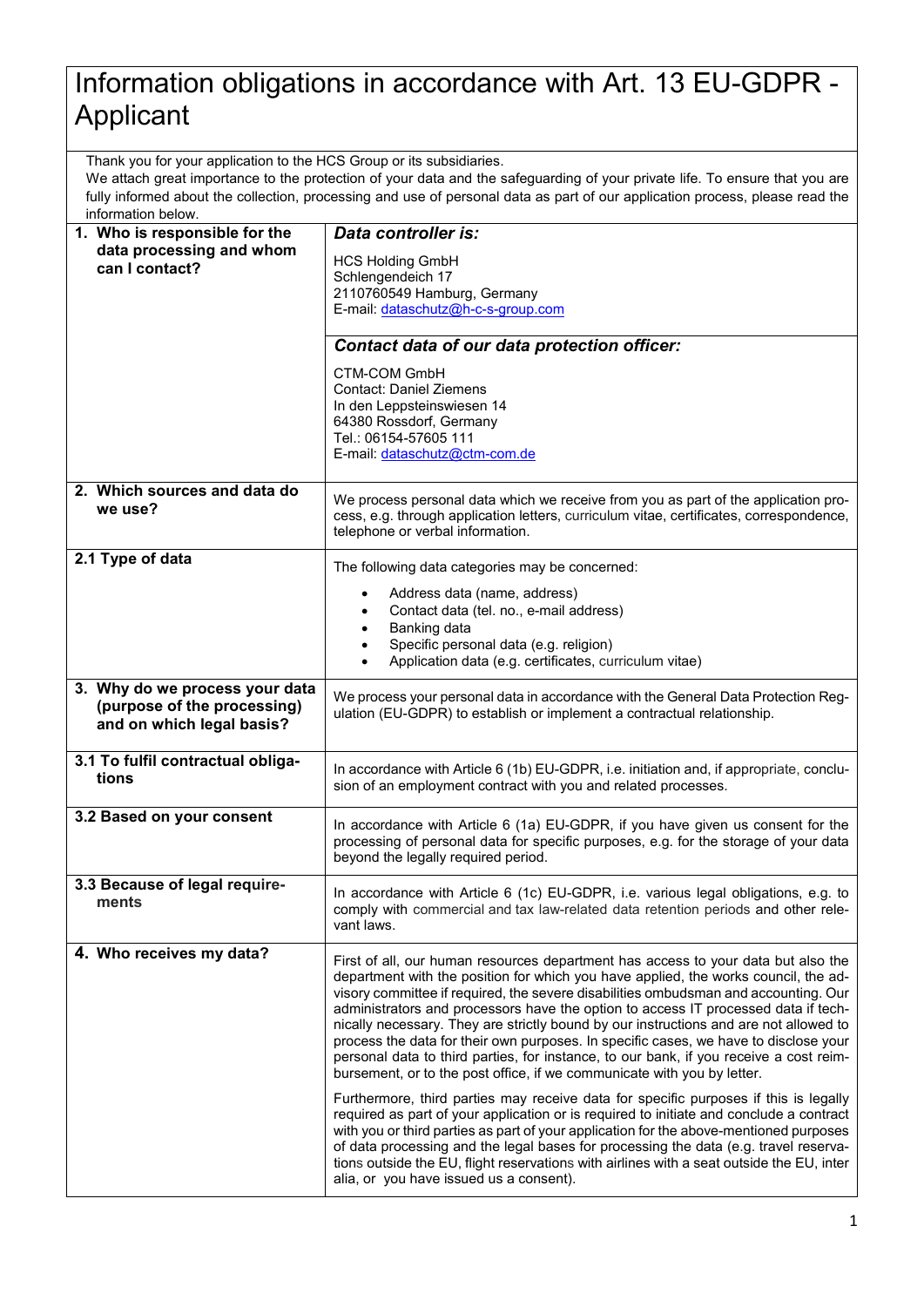# Information obligations in accordance with Art. 13 EU-GDPR - Applicant

Thank you for your application to the HCS Group or its subsidiaries.
We attach great importance to the protection of your data and the safeguarding of your private life. To ensure that you are fully informed about the collection, processing and use of personal data as part of our application process, please read the information below.

| | |
|---|---|
| **1. Who is responsible for the data processing and whom can I contact?** | ***Data controller is:***<br><br>HCS Holding GmbH<br>Schlengendeich 17<br>2110760549 Hamburg, Germany<br>E-mail: dataschutz@h-c-s-group.com<br><br>***Contact data of our data protection officer:***<br><br>CTM-COM GmbH<br>Contact: Daniel Ziemens<br>In den Leppsteinswiesen 14<br>64380 Rossdorf, Germany<br>Tel.: 06154-57605 111<br>E-mail: dataschutz@ctm-com.de |
| **2. Which sources and data do we use?** | We process personal data which we receive from you as part of the application process, e.g. through application letters, curriculum vitae, certificates, correspondence, telephone or verbal information. |
| **2.1 Type of data** | The following data categories may be concerned:<br><br>• Address data (name, address)<br>• Contact data (tel. no., e-mail address)<br>• Banking data<br>• Specific personal data (e.g. religion)<br>• Application data (e.g. certificates, curriculum vitae) |
| **3. Why do we process your data (purpose of the processing) and on which legal basis?** | We process your personal data in accordance with the General Data Protection Regulation (EU-GDPR) to establish or implement a contractual relationship. |
| **3.1 To fulfil contractual obligations** | In accordance with Article 6 (1b) EU-GDPR, i.e. initiation and, if appropriate, conclusion of an employment contract with you and related processes. |
| **3.2 Based on your consent** | In accordance with Article 6 (1a) EU-GDPR, if you have given us consent for the processing of personal data for specific purposes, e.g. for the storage of your data beyond the legally required period. |
| **3.3 Because of legal requirements** | In accordance with Article 6 (1c) EU-GDPR, i.e. various legal obligations, e.g. to comply with commercial and tax law-related data retention periods and other relevant laws. |
| **4. Who receives my data?** | First of all, our human resources department has access to your data but also the department with the position for which you have applied, the works council, the advisory committee if required, the severe disabilities ombudsman and accounting. Our administrators and processors have the option to access IT processed data if technically necessary. They are strictly bound by our instructions and are not allowed to process the data for their own purposes. In specific cases, we have to disclose your personal data to third parties, for instance, to our bank, if you receive a cost reimbursement, or to the post office, if we communicate with you by letter.<br><br>Furthermore, third parties may receive data for specific purposes if this is legally required as part of your application or is required to initiate and conclude a contract with you or third parties as part of your application for the above-mentioned purposes of data processing and the legal bases for processing the data (e.g. travel reservations outside the EU, flight reservations with airlines with a seat outside the EU, inter alia, or you have issued us a consent). |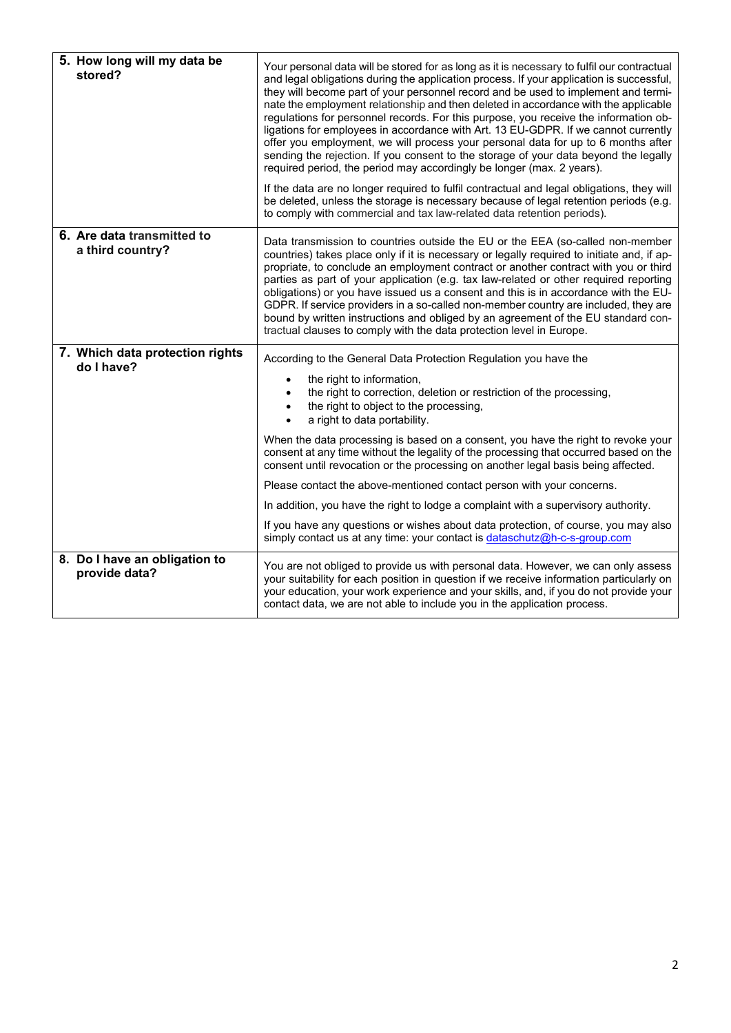| | |
|---|---|
| **5. How long will my data be stored?** | Your personal data will be stored for as long as it is necessary to fulfil our contractual and legal obligations during the application process. If your application is successful, they will become part of your personnel record and be used to implement and terminate the employment relationship and then deleted in accordance with the applicable regulations for personnel records. For this purpose, you receive the information obligations for employees in accordance with Art. 13 EU-GDPR. If we cannot currently offer you employment, we will process your personal data for up to 6 months after sending the rejection. If you consent to the storage of your data beyond the legally required period, the period may accordingly be longer (max. 2 years).<br><br>If the data are no longer required to fulfil contractual and legal obligations, they will be deleted, unless the storage is necessary because of legal retention periods (e.g. to comply with commercial and tax law-related data retention periods). |
| **6. Are data transmitted to a third country?** | Data transmission to countries outside the EU or the EEA (so-called non-member countries) takes place only if it is necessary or legally required to initiate and, if appropriate, to conclude an employment contract or another contract with you or third parties as part of your application (e.g. tax law-related or other required reporting obligations) or you have issued us a consent and this is in accordance with the EU-GDPR. If service providers in a so-called non-member country are included, they are bound by written instructions and obliged by an agreement of the EU standard contractual clauses to comply with the data protection level in Europe. |
| **7. Which data protection rights do I have?** | According to the General Data Protection Regulation you have the<br><br>• the right to information,<br>• the right to correction, deletion or restriction of the processing,<br>• the right to object to the processing,<br>• a right to data portability.<br><br>When the data processing is based on a consent, you have the right to revoke your consent at any time without the legality of the processing that occurred based on the consent until revocation or the processing on another legal basis being affected.<br><br>Please contact the above-mentioned contact person with your concerns.<br><br>In addition, you have the right to lodge a complaint with a supervisory authority.<br><br>If you have any questions or wishes about data protection, of course, you may also simply contact us at any time: your contact is dataschutz@h-c-s-group.com |
| **8. Do I have an obligation to provide data?** | You are not obliged to provide us with personal data. However, we can only assess your suitability for each position in question if we receive information particularly on your education, your work experience and your skills, and, if you do not provide your contact data, we are not able to include you in the application process. |